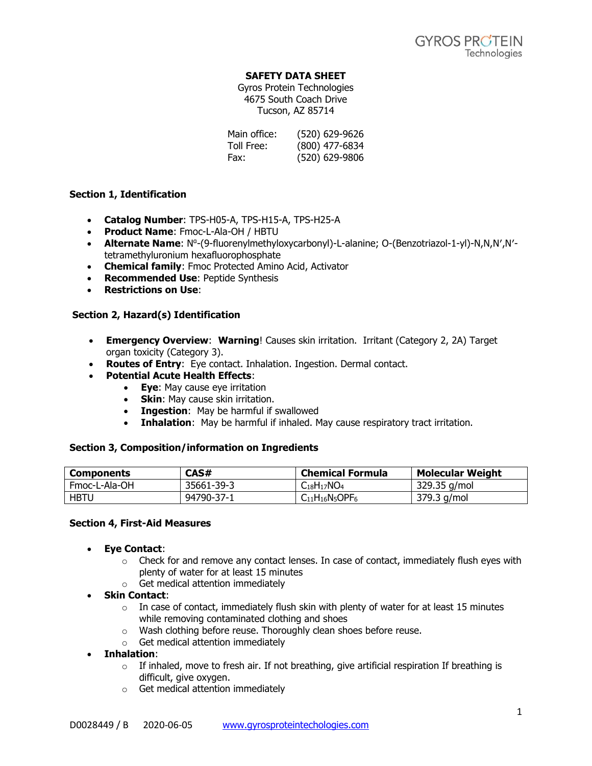GYROS PROTEIN Technologies

# SAFETY DATA SHEET

Gyros Protein Technologies
4675 South Coach Drive
Tucson, AZ 85714

| | |
|---|---|
| Main office: | (520) 629-9626 |
| Toll Free: | (800) 477-6834 |
| Fax: | (520) 629-9806 |

## Section 1, Identification

- **Catalog Number**: TPS-H05-A, TPS-H15-A, TPS-H25-A
- **Product Name**: Fmoc-L-Ala-OH / HBTU
- **Alternate Name**: Nᵅ-(9-fluorenylmethyloxycarbonyl)-L-alanine; O-(Benzotriazol-1-yl)-N,N,N',N'-tetramethyluronium hexafluorophosphate
- **Chemical family**: Fmoc Protected Amino Acid, Activator
- **Recommended Use**: Peptide Synthesis
- **Restrictions on Use**:

## Section 2, Hazard(s) Identification

- **Emergency Overview**: **Warning**! Causes skin irritation. Irritant (Category 2, 2A) Target organ toxicity (Category 3).
- **Routes of Entry**: Eye contact. Inhalation. Ingestion. Dermal contact.
- **Potential Acute Health Effects**:
  - **Eye**: May cause eye irritation
  - **Skin**: May cause skin irritation.
  - **Ingestion**: May be harmful if swallowed
  - **Inhalation**: May be harmful if inhaled. May cause respiratory tract irritation.

## Section 3, Composition/information on Ingredients

| Components | CAS# | Chemical Formula | Molecular Weight |
|---|---|---|---|
| Fmoc-L-Ala-OH | 35661-39-3 | $C_{18}H_{17}NO_4$ | 329.35 g/mol |
| HBTU | 94790-37-1 | $C_{11}H_{16}N_5OPF_6$ | 379.3 g/mol |

## Section 4, First-Aid Measures

- **Eye Contact**:
  - Check for and remove any contact lenses. In case of contact, immediately flush eyes with plenty of water for at least 15 minutes
  - Get medical attention immediately
- **Skin Contact**:
  - In case of contact, immediately flush skin with plenty of water for at least 15 minutes while removing contaminated clothing and shoes
  - Wash clothing before reuse. Thoroughly clean shoes before reuse.
  - Get medical attention immediately
- **Inhalation**:
  - If inhaled, move to fresh air. If not breathing, give artificial respiration If breathing is difficult, give oxygen.
  - Get medical attention immediately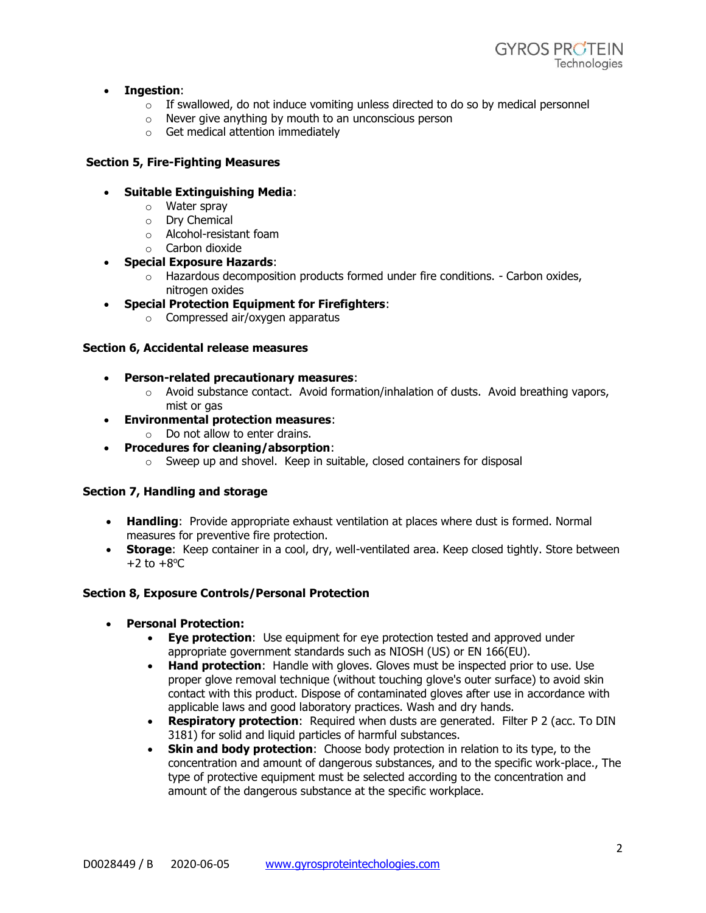- **Ingestion**:
    - If swallowed, do not induce vomiting unless directed to do so by medical personnel
    - Never give anything by mouth to an unconscious person
    - Get medical attention immediately

**Section 5, Fire-Fighting Measures**

- **Suitable Extinguishing Media**:
    - Water spray
    - Dry Chemical
    - Alcohol-resistant foam
    - Carbon dioxide
- **Special Exposure Hazards**:
    - Hazardous decomposition products formed under fire conditions. - Carbon oxides, nitrogen oxides
- **Special Protection Equipment for Firefighters**:
    - Compressed air/oxygen apparatus

**Section 6, Accidental release measures**

- **Person-related precautionary measures**:
    - Avoid substance contact. Avoid formation/inhalation of dusts. Avoid breathing vapors, mist or gas
- **Environmental protection measures**:
    - Do not allow to enter drains.
- **Procedures for cleaning/absorption**:
    - Sweep up and shovel. Keep in suitable, closed containers for disposal

**Section 7, Handling and storage**

- **Handling**: Provide appropriate exhaust ventilation at places where dust is formed. Normal measures for preventive fire protection.
- **Storage**: Keep container in a cool, dry, well-ventilated area. Keep closed tightly. Store between +2 to +8ºC

**Section 8, Exposure Controls/Personal Protection**

- **Personal Protection:**
    - **Eye protection**: Use equipment for eye protection tested and approved under appropriate government standards such as NIOSH (US) or EN 166(EU).
    - **Hand protection**: Handle with gloves. Gloves must be inspected prior to use. Use proper glove removal technique (without touching glove's outer surface) to avoid skin contact with this product. Dispose of contaminated gloves after use in accordance with applicable laws and good laboratory practices. Wash and dry hands.
    - **Respiratory protection**: Required when dusts are generated. Filter P 2 (acc. To DIN 3181) for solid and liquid particles of harmful substances.
    - **Skin and body protection**: Choose body protection in relation to its type, to the concentration and amount of dangerous substances, and to the specific work-place., The type of protective equipment must be selected according to the concentration and amount of the dangerous substance at the specific workplace.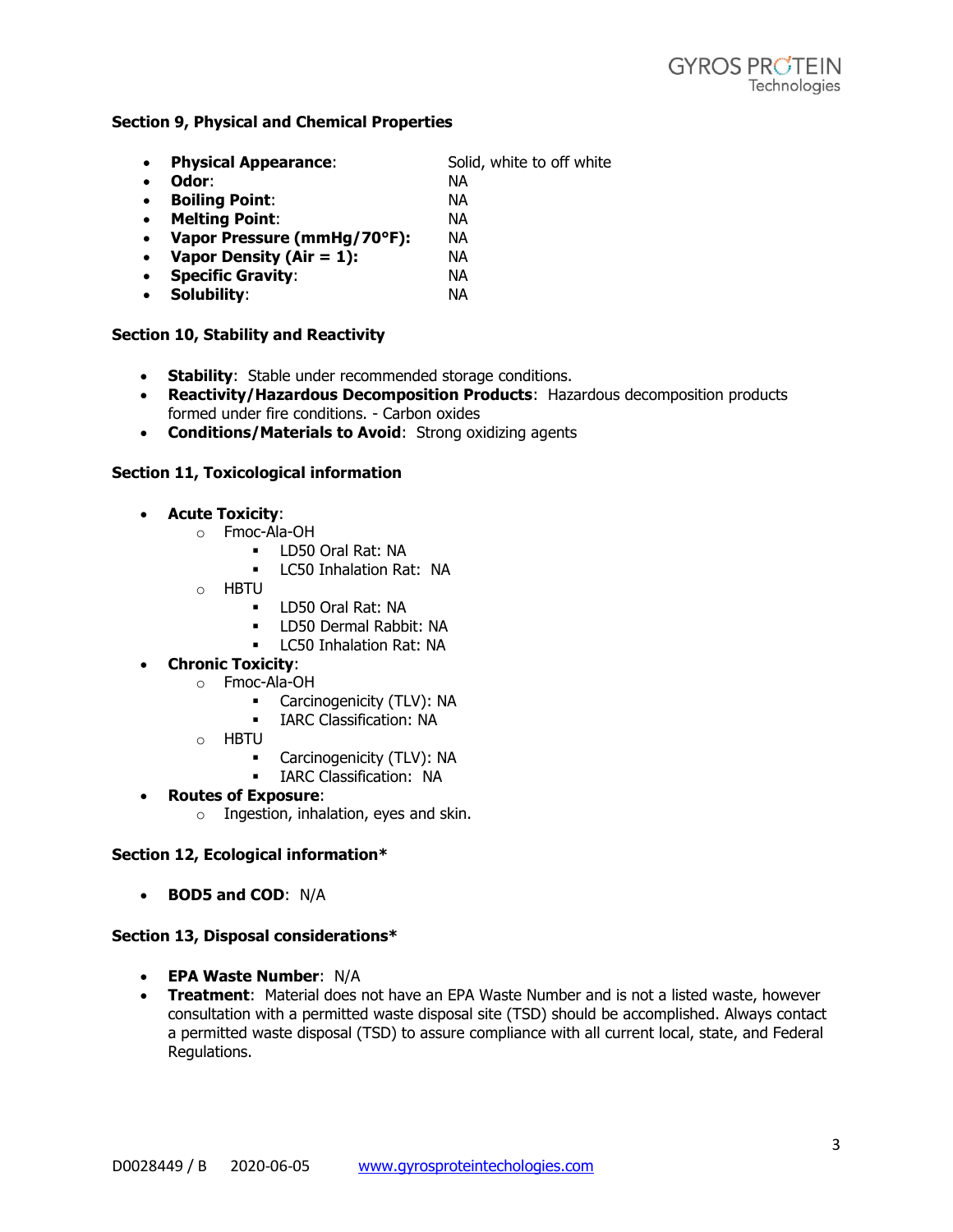**Section 9, Physical and Chemical Properties**

- **Physical Appearance**: Solid, white to off white
- **Odor**: NA
- **Boiling Point**: NA
- **Melting Point**: NA
- **Vapor Pressure (mmHg/70°F):** NA
- **Vapor Density (Air = 1):** NA
- **Specific Gravity**: NA
- **Solubility**: NA

**Section 10, Stability and Reactivity**

- **Stability**: Stable under recommended storage conditions.
- **Reactivity/Hazardous Decomposition Products**: Hazardous decomposition products formed under fire conditions. - Carbon oxides
- **Conditions/Materials to Avoid**: Strong oxidizing agents

**Section 11, Toxicological information**

- **Acute Toxicity**:
    - Fmoc-Ala-OH
        - LD50 Oral Rat: NA
        - LC50 Inhalation Rat: NA
    - HBTU
        - LD50 Oral Rat: NA
        - LD50 Dermal Rabbit: NA
        - LC50 Inhalation Rat: NA
- **Chronic Toxicity**:
    - Fmoc-Ala-OH
        - Carcinogenicity (TLV): NA
        - IARC Classification: NA
    - HBTU
        - Carcinogenicity (TLV): NA
        - IARC Classification: NA
- **Routes of Exposure**:
    - Ingestion, inhalation, eyes and skin.

**Section 12, Ecological information***

- **BOD5 and COD**: N/A

**Section 13, Disposal considerations***

- **EPA Waste Number**: N/A
- **Treatment**: Material does not have an EPA Waste Number and is not a listed waste, however consultation with a permitted waste disposal site (TSD) should be accomplished. Always contact a permitted waste disposal (TSD) to assure compliance with all current local, state, and Federal Regulations.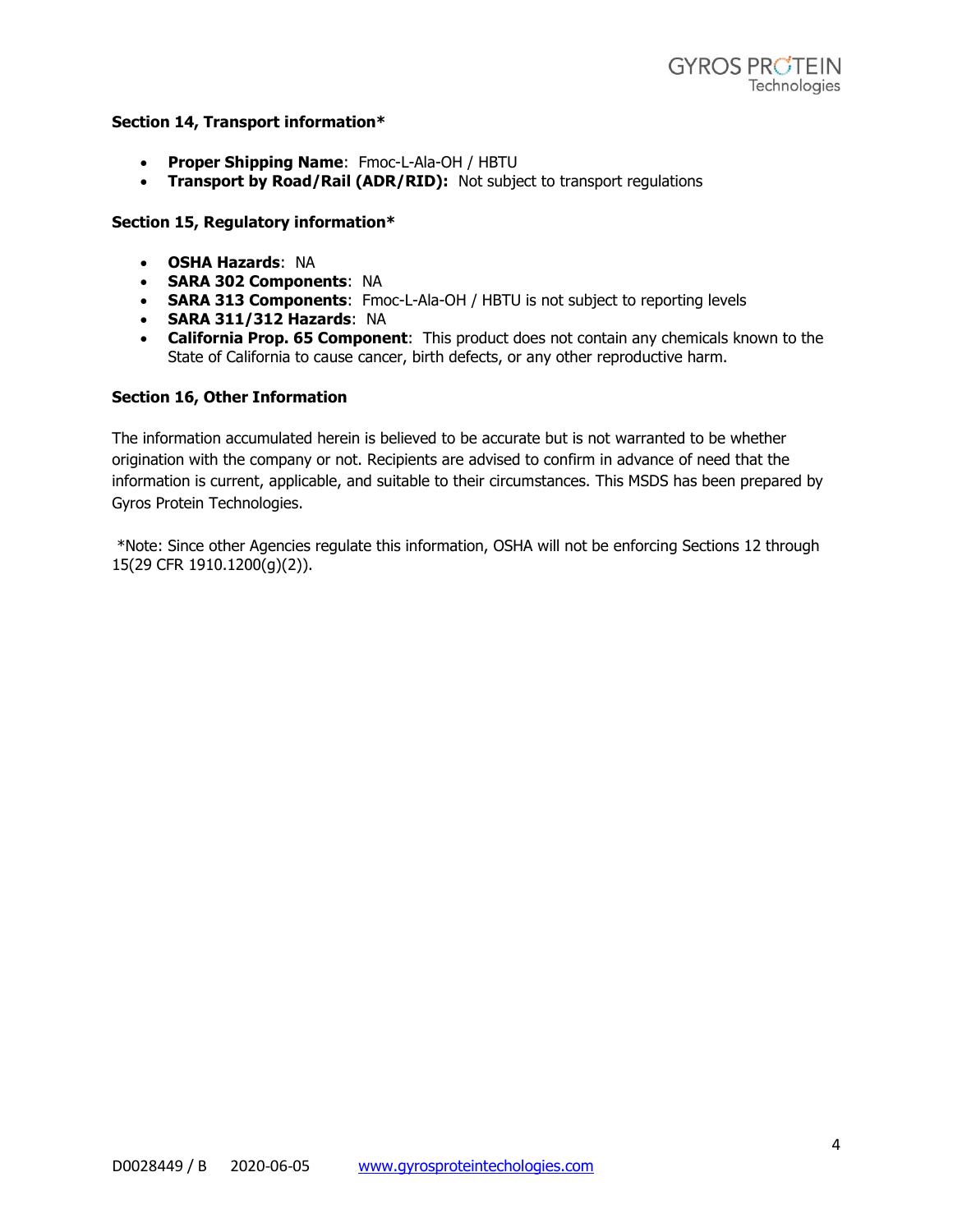### Section 14, Transport information*

- **Proper Shipping Name**: Fmoc-L-Ala-OH / HBTU
- **Transport by Road/Rail (ADR/RID):** Not subject to transport regulations

### Section 15, Regulatory information*

- **OSHA Hazards**: NA
- **SARA 302 Components**: NA
- **SARA 313 Components**: Fmoc-L-Ala-OH / HBTU is not subject to reporting levels
- **SARA 311/312 Hazards**: NA
- **California Prop. 65 Component**: This product does not contain any chemicals known to the State of California to cause cancer, birth defects, or any other reproductive harm.

### Section 16, Other Information

The information accumulated herein is believed to be accurate but is not warranted to be whether origination with the company or not. Recipients are advised to confirm in advance of need that the information is current, applicable, and suitable to their circumstances. This MSDS has been prepared by Gyros Protein Technologies.

*Note: Since other Agencies regulate this information, OSHA will not be enforcing Sections 12 through 15(29 CFR 1910.1200(g)(2)).

D0028449 / B 2020-06-05 www.gyrosproteintechologies.com